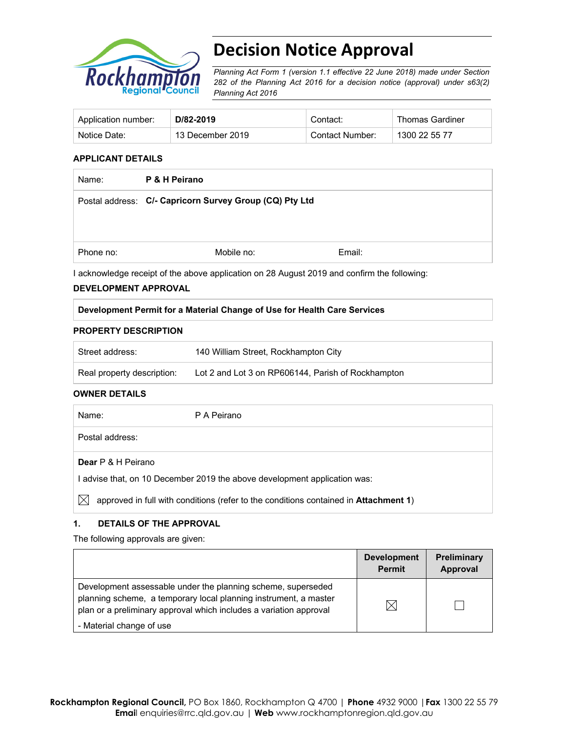# Decision Notice Approval

*Planning Act Form 1 (version 1.1 effective 22 June 2018) made under Section 282 of the Planning Act 2016 for a decision notice (approval) under s63(2) Planning Act 2016*

| Application number: | **D/82-2019** | Contact: | Thomas Gardiner |
|---|---|---|---|
| Notice Date: | 13 December 2019 | Contact Number: | 1300 22 55 77 |

### APPLICANT DETAILS

| Name: | **P & H Peirano** | |
|---|---|---|
| Postal address: | **C/- Capricorn Survey Group (CQ) Pty Ltd** | |
| Phone no: | Mobile no: | Email: |

I acknowledge receipt of the above application on 28 August 2019 and confirm the following:

### DEVELOPMENT APPROVAL

| **Development Permit for a Material Change of Use for Health Care Services** |
|---|

### PROPERTY DESCRIPTION

| Street address: | 140 William Street, Rockhampton City |
|---|---|
| Real property description: | Lot 2 and Lot 3 on RP606144, Parish of Rockhampton |

### OWNER DETAILS

| Name: | P A Peirano |
|---|---|
| Postal address: | |

**Dear** P & H Peirano

I advise that, on 10 December 2019 the above development application was:

☒ approved in full with conditions (refer to the conditions contained in **Attachment 1**)

### 1. DETAILS OF THE APPROVAL

The following approvals are given:

| | Development Permit | Preliminary Approval |
|---|---|---|
| Development assessable under the planning scheme, superseded planning scheme, a temporary local planning instrument, a master plan or a preliminary approval which includes a variation approval<br>- Material change of use | ☒ | ☐ |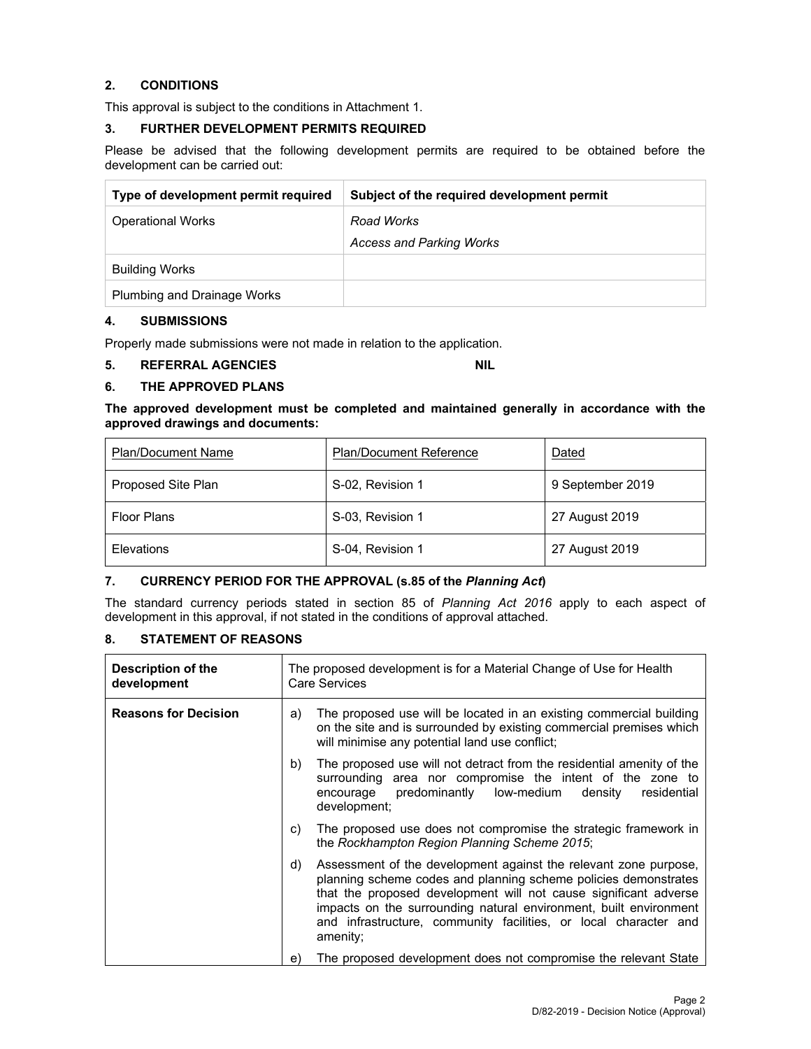## 2. CONDITIONS

This approval is subject to the conditions in Attachment 1.

## 3. FURTHER DEVELOPMENT PERMITS REQUIRED

Please be advised that the following development permits are required to be obtained before the development can be carried out:

| Type of development permit required | Subject of the required development permit |
|---|---|
| Operational Works | *Road Works*<br>*Access and Parking Works* |
| Building Works | |
| Plumbing and Drainage Works | |

## 4. SUBMISSIONS

Properly made submissions were not made in relation to the application.

## 5. REFERRAL AGENCIES NIL

## 6. THE APPROVED PLANS

**The approved development must be completed and maintained generally in accordance with the approved drawings and documents:**

| Plan/Document Name | Plan/Document Reference | Dated |
|---|---|---|
| Proposed Site Plan | S-02, Revision 1 | 9 September 2019 |
| Floor Plans | S-03, Revision 1 | 27 August 2019 |
| Elevations | S-04, Revision 1 | 27 August 2019 |

## 7. CURRENCY PERIOD FOR THE APPROVAL (s.85 of the *Planning Act*)

The standard currency periods stated in section 85 of *Planning Act 2016* apply to each aspect of development in this approval, if not stated in the conditions of approval attached.

## 8. STATEMENT OF REASONS

| **Description of the development** | The proposed development is for a Material Change of Use for Health Care Services |
|---|---|
| **Reasons for Decision** | a) The proposed use will be located in an existing commercial building on the site and is surrounded by existing commercial premises which will minimise any potential land use conflict;<br>b) The proposed use will not detract from the residential amenity of the surrounding area nor compromise the intent of the zone to encourage predominantly low-medium density residential development;<br>c) The proposed use does not compromise the strategic framework in the *Rockhampton Region Planning Scheme 2015*;<br>d) Assessment of the development against the relevant zone purpose, planning scheme codes and planning scheme policies demonstrates that the proposed development will not cause significant adverse impacts on the surrounding natural environment, built environment and infrastructure, community facilities, or local character and amenity;<br>e) The proposed development does not compromise the relevant State |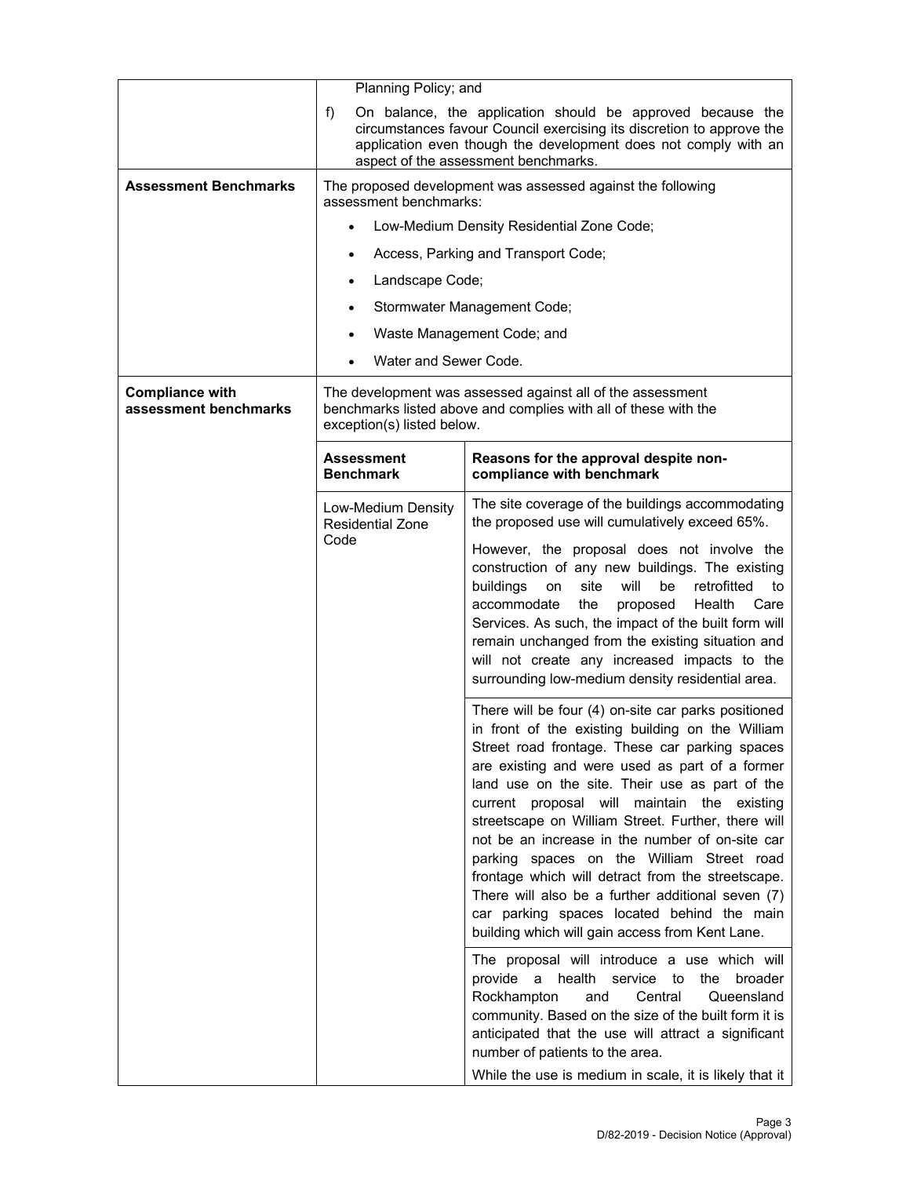| | |
|---|---|
| | Planning Policy; and<br><br>f) On balance, the application should be approved because the circumstances favour Council exercising its discretion to approve the application even though the development does not comply with an aspect of the assessment benchmarks. |
| **Assessment Benchmarks** | The proposed development was assessed against the following assessment benchmarks:<br><br>• Low-Medium Density Residential Zone Code;<br>• Access, Parking and Transport Code;<br>• Landscape Code;<br>• Stormwater Management Code;<br>• Waste Management Code; and<br>• Water and Sewer Code. |
| **Compliance with assessment benchmarks** | The development was assessed against all of the assessment benchmarks listed above and complies with all of these with the exception(s) listed below. |

| **Assessment Benchmark** | **Reasons for the approval despite non-compliance with benchmark** |
|---|---|
| Low-Medium Density Residential Zone Code | The site coverage of the buildings accommodating the proposed use will cumulatively exceed 65%.<br><br>However, the proposal does not involve the construction of any new buildings. The existing buildings on site will be retrofitted to accommodate the proposed Health Care Services. As such, the impact of the built form will remain unchanged from the existing situation and will not create any increased impacts to the surrounding low-medium density residential area. |
| | There will be four (4) on-site car parks positioned in front of the existing building on the William Street road frontage. These car parking spaces are existing and were used as part of a former land use on the site. Their use as part of the current proposal will maintain the existing streetscape on William Street. Further, there will not be an increase in the number of on-site car parking spaces on the William Street road frontage which will detract from the streetscape. There will also be a further additional seven (7) car parking spaces located behind the main building which will gain access from Kent Lane. |
| | The proposal will introduce a use which will provide a health service to the broader Rockhampton and Central Queensland community. Based on the size of the built form it is anticipated that the use will attract a significant number of patients to the area.<br><br>While the use is medium in scale, it is likely that it |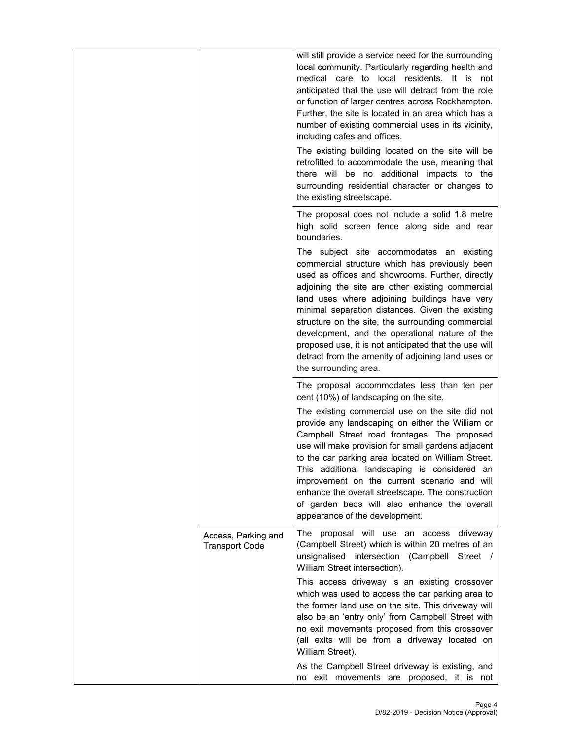| | | |
|---|---|---|
| | | will still provide a service need for the surrounding local community. Particularly regarding health and medical care to local residents. It is not anticipated that the use will detract from the role or function of larger centres across Rockhampton. Further, the site is located in an area which has a number of existing commercial uses in its vicinity, including cafes and offices.<br><br>The existing building located on the site will be retrofitted to accommodate the use, meaning that there will be no additional impacts to the surrounding residential character or changes to the existing streetscape. |
| | | The proposal does not include a solid 1.8 metre high solid screen fence along side and rear boundaries.<br><br>The subject site accommodates an existing commercial structure which has previously been used as offices and showrooms. Further, directly adjoining the site are other existing commercial land uses where adjoining buildings have very minimal separation distances. Given the existing structure on the site, the surrounding commercial development, and the operational nature of the proposed use, it is not anticipated that the use will detract from the amenity of adjoining land uses or the surrounding area. |
| | | The proposal accommodates less than ten per cent (10%) of landscaping on the site.<br><br>The existing commercial use on the site did not provide any landscaping on either the William or Campbell Street road frontages. The proposed use will make provision for small gardens adjacent to the car parking area located on William Street. This additional landscaping is considered an improvement on the current scenario and will enhance the overall streetscape. The construction of garden beds will also enhance the overall appearance of the development. |
| | Access, Parking and Transport Code | The proposal will use an access driveway (Campbell Street) which is within 20 metres of an unsignalised intersection (Campbell Street / William Street intersection).<br><br>This access driveway is an existing crossover which was used to access the car parking area to the former land use on the site. This driveway will also be an 'entry only' from Campbell Street with no exit movements proposed from this crossover (all exits will be from a driveway located on William Street).<br><br>As the Campbell Street driveway is existing, and no exit movements are proposed, it is not |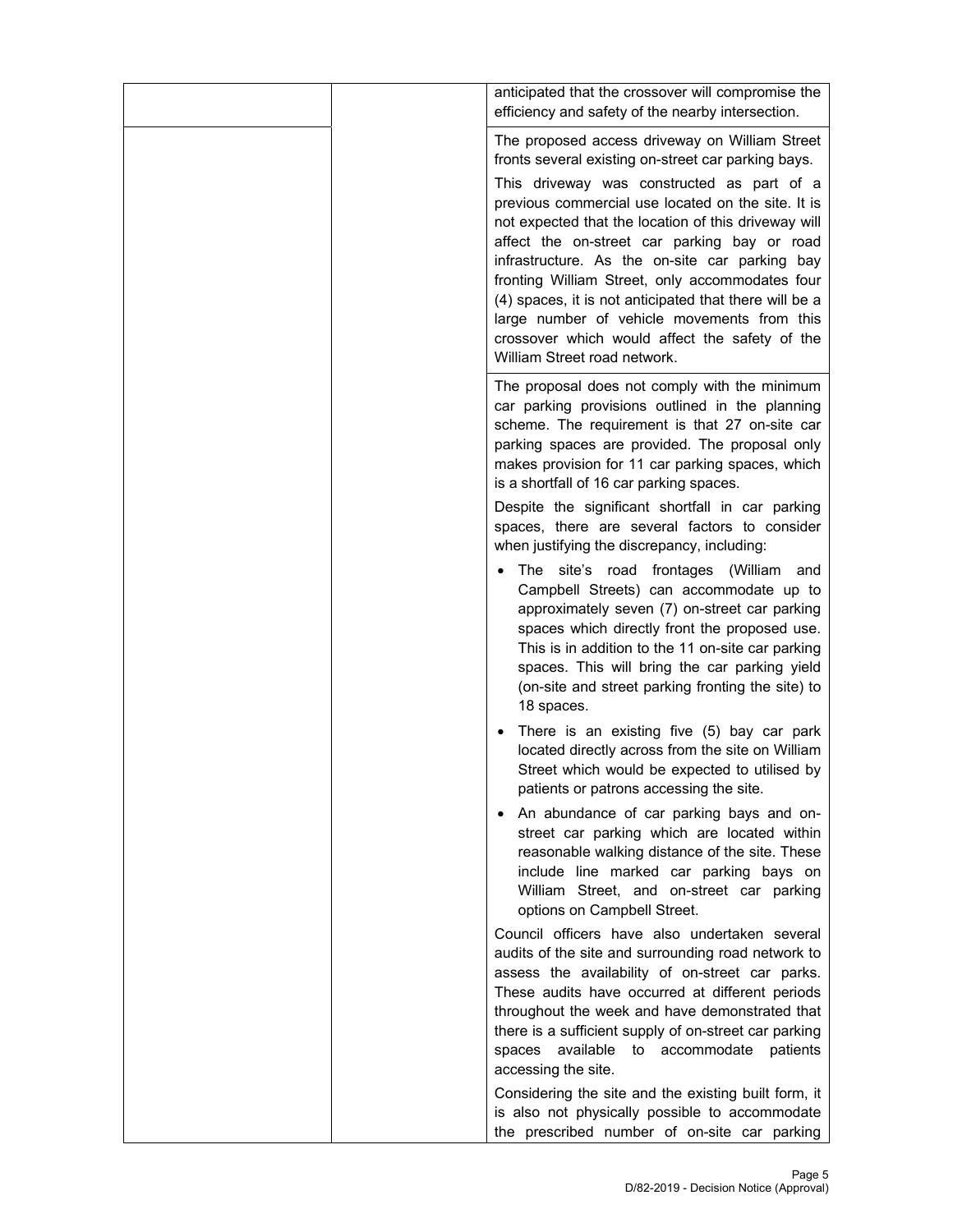| | | |
|---|---|---|
| | | anticipated that the crossover will compromise the efficiency and safety of the nearby intersection. |
| | | The proposed access driveway on William Street fronts several existing on-street car parking bays.<br><br>This driveway was constructed as part of a previous commercial use located on the site. It is not expected that the location of this driveway will affect the on-street car parking bay or road infrastructure. As the on-site car parking bay fronting William Street, only accommodates four (4) spaces, it is not anticipated that there will be a large number of vehicle movements from this crossover which would affect the safety of the William Street road network. |
| | | The proposal does not comply with the minimum car parking provisions outlined in the planning scheme. The requirement is that 27 on-site car parking spaces are provided. The proposal only makes provision for 11 car parking spaces, which is a shortfall of 16 car parking spaces.<br><br>Despite the significant shortfall in car parking spaces, there are several factors to consider when justifying the discrepancy, including:<br><br>• The site's road frontages (William and Campbell Streets) can accommodate up to approximately seven (7) on-street car parking spaces which directly front the proposed use. This is in addition to the 11 on-site car parking spaces. This will bring the car parking yield (on-site and street parking fronting the site) to 18 spaces.<br><br>• There is an existing five (5) bay car park located directly across from the site on William Street which would be expected to utilised by patients or patrons accessing the site.<br><br>• An abundance of car parking bays and on-street car parking which are located within reasonable walking distance of the site. These include line marked car parking bays on William Street, and on-street car parking options on Campbell Street.<br><br>Council officers have also undertaken several audits of the site and surrounding road network to assess the availability of on-street car parks. These audits have occurred at different periods throughout the week and have demonstrated that there is a sufficient supply of on-street car parking spaces available to accommodate patients accessing the site.<br><br>Considering the site and the existing built form, it is also not physically possible to accommodate the prescribed number of on-site car parking |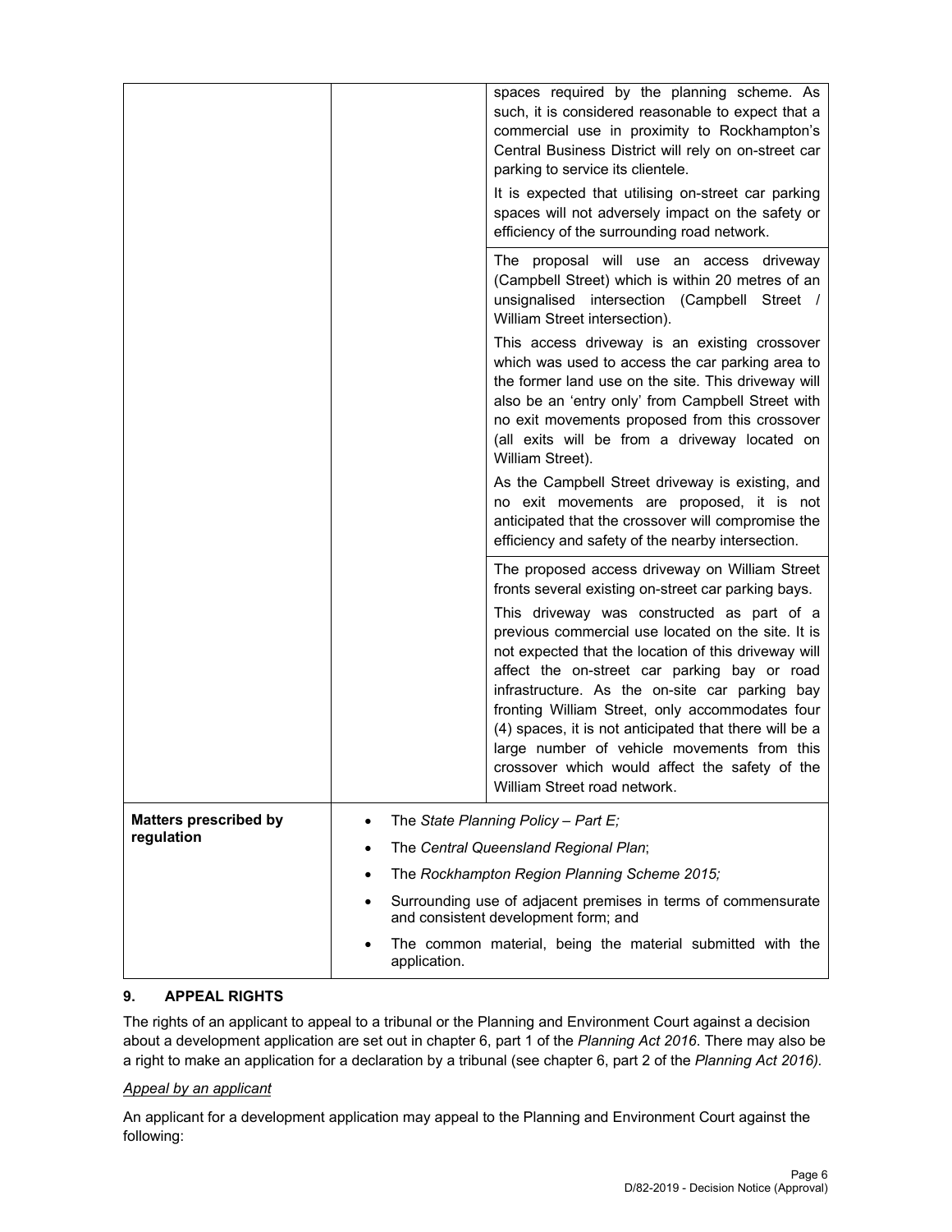| | | |
|---|---|---|
| | | spaces required by the planning scheme. As such, it is considered reasonable to expect that a commercial use in proximity to Rockhampton's Central Business District will rely on on-street car parking to service its clientele.<br><br>It is expected that utilising on-street car parking spaces will not adversely impact on the safety or efficiency of the surrounding road network. |
| | | The proposal will use an access driveway (Campbell Street) which is within 20 metres of an unsignalised intersection (Campbell Street / William Street intersection).<br><br>This access driveway is an existing crossover which was used to access the car parking area to the former land use on the site. This driveway will also be an 'entry only' from Campbell Street with no exit movements proposed from this crossover (all exits will be from a driveway located on William Street).<br><br>As the Campbell Street driveway is existing, and no exit movements are proposed, it is not anticipated that the crossover will compromise the efficiency and safety of the nearby intersection. |
| | | The proposed access driveway on William Street fronts several existing on-street car parking bays.<br><br>This driveway was constructed as part of a previous commercial use located on the site. It is not expected that the location of this driveway will affect the on-street car parking bay or road infrastructure. As the on-site car parking bay fronting William Street, only accommodates four (4) spaces, it is not anticipated that there will be a large number of vehicle movements from this crossover which would affect the safety of the William Street road network. |
| **Matters prescribed by regulation** | • The *State Planning Policy – Part E;*<br>• The *Central Queensland Regional Plan*;<br>• The *Rockhampton Region Planning Scheme 2015;*<br>• Surrounding use of adjacent premises in terms of commensurate and consistent development form; and<br>• The common material, being the material submitted with the application. | |

## 9. APPEAL RIGHTS

The rights of an applicant to appeal to a tribunal or the Planning and Environment Court against a decision about a development application are set out in chapter 6, part 1 of the *Planning Act 2016*. There may also be a right to make an application for a declaration by a tribunal (see chapter 6, part 2 of the *Planning Act 2016).*

*Appeal by an applicant*

An applicant for a development application may appeal to the Planning and Environment Court against the following: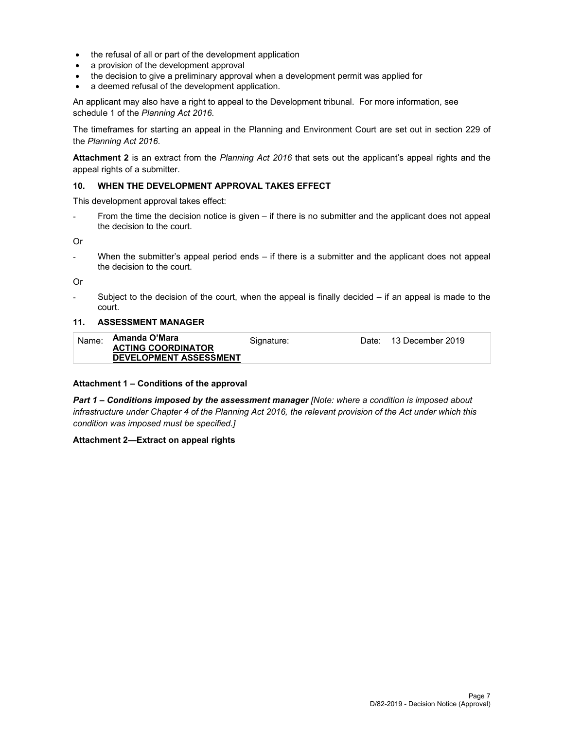- the refusal of all or part of the development application
- a provision of the development approval
- the decision to give a preliminary approval when a development permit was applied for
- a deemed refusal of the development application.

An applicant may also have a right to appeal to the Development tribunal. For more information, see schedule 1 of the *Planning Act 2016*.

The timeframes for starting an appeal in the Planning and Environment Court are set out in section 229 of the *Planning Act 2016*.

**Attachment 2** is an extract from the *Planning Act 2016* that sets out the applicant's appeal rights and the appeal rights of a submitter.

### 10. WHEN THE DEVELOPMENT APPROVAL TAKES EFFECT

This development approval takes effect:

- From the time the decision notice is given – if there is no submitter and the applicant does not appeal the decision to the court.

Or

- When the submitter's appeal period ends – if there is a submitter and the applicant does not appeal the decision to the court.

Or

- Subject to the decision of the court, when the appeal is finally decided – if an appeal is made to the court.

### 11. ASSESSMENT MANAGER

| Name: | **Amanda O'Mara** **ACTING COORDINATOR DEVELOPMENT ASSESSMENT** | Signature: | | Date: | 13 December 2019 |
|---|---|---|---|---|---|

**Attachment 1 – Conditions of the approval**

***Part 1 – Conditions imposed by the assessment manager*** *[Note: where a condition is imposed about infrastructure under Chapter 4 of the Planning Act 2016, the relevant provision of the Act under which this condition was imposed must be specified.]*

**Attachment 2—Extract on appeal rights**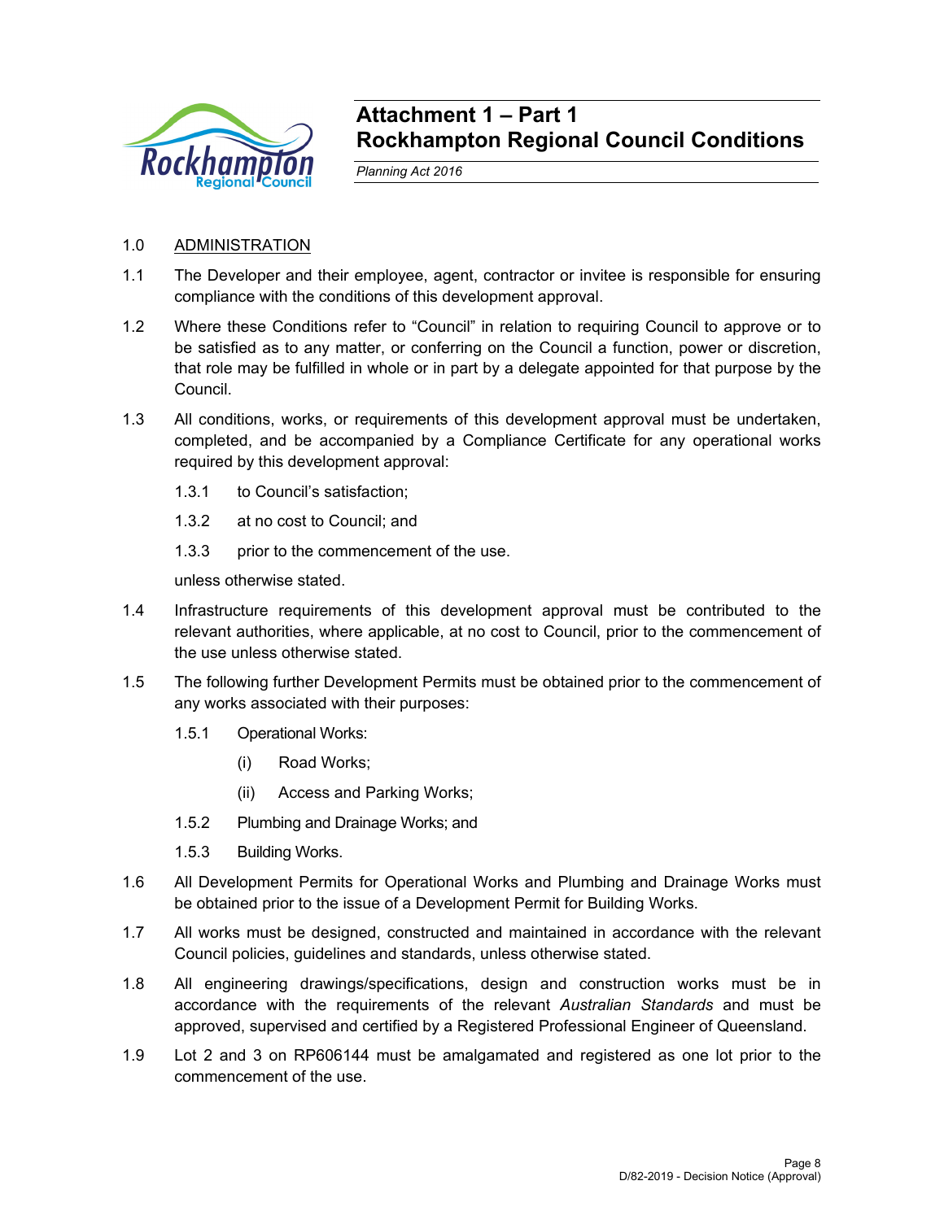# Attachment 1 – Part 1
# Rockhampton Regional Council Conditions

*Planning Act 2016*

1.0 ADMINISTRATION

1.1 The Developer and their employee, agent, contractor or invitee is responsible for ensuring compliance with the conditions of this development approval.

1.2 Where these Conditions refer to "Council" in relation to requiring Council to approve or to be satisfied as to any matter, or conferring on the Council a function, power or discretion, that role may be fulfilled in whole or in part by a delegate appointed for that purpose by the Council.

1.3 All conditions, works, or requirements of this development approval must be undertaken, completed, and be accompanied by a Compliance Certificate for any operational works required by this development approval:

1.3.1 to Council's satisfaction;

1.3.2 at no cost to Council; and

1.3.3 prior to the commencement of the use.

unless otherwise stated.

1.4 Infrastructure requirements of this development approval must be contributed to the relevant authorities, where applicable, at no cost to Council, prior to the commencement of the use unless otherwise stated.

1.5 The following further Development Permits must be obtained prior to the commencement of any works associated with their purposes:

1.5.1 Operational Works:

(i) Road Works;

(ii) Access and Parking Works;

1.5.2 Plumbing and Drainage Works; and

1.5.3 Building Works.

1.6 All Development Permits for Operational Works and Plumbing and Drainage Works must be obtained prior to the issue of a Development Permit for Building Works.

1.7 All works must be designed, constructed and maintained in accordance with the relevant Council policies, guidelines and standards, unless otherwise stated.

1.8 All engineering drawings/specifications, design and construction works must be in accordance with the requirements of the relevant *Australian Standards* and must be approved, supervised and certified by a Registered Professional Engineer of Queensland.

1.9 Lot 2 and 3 on RP606144 must be amalgamated and registered as one lot prior to the commencement of the use.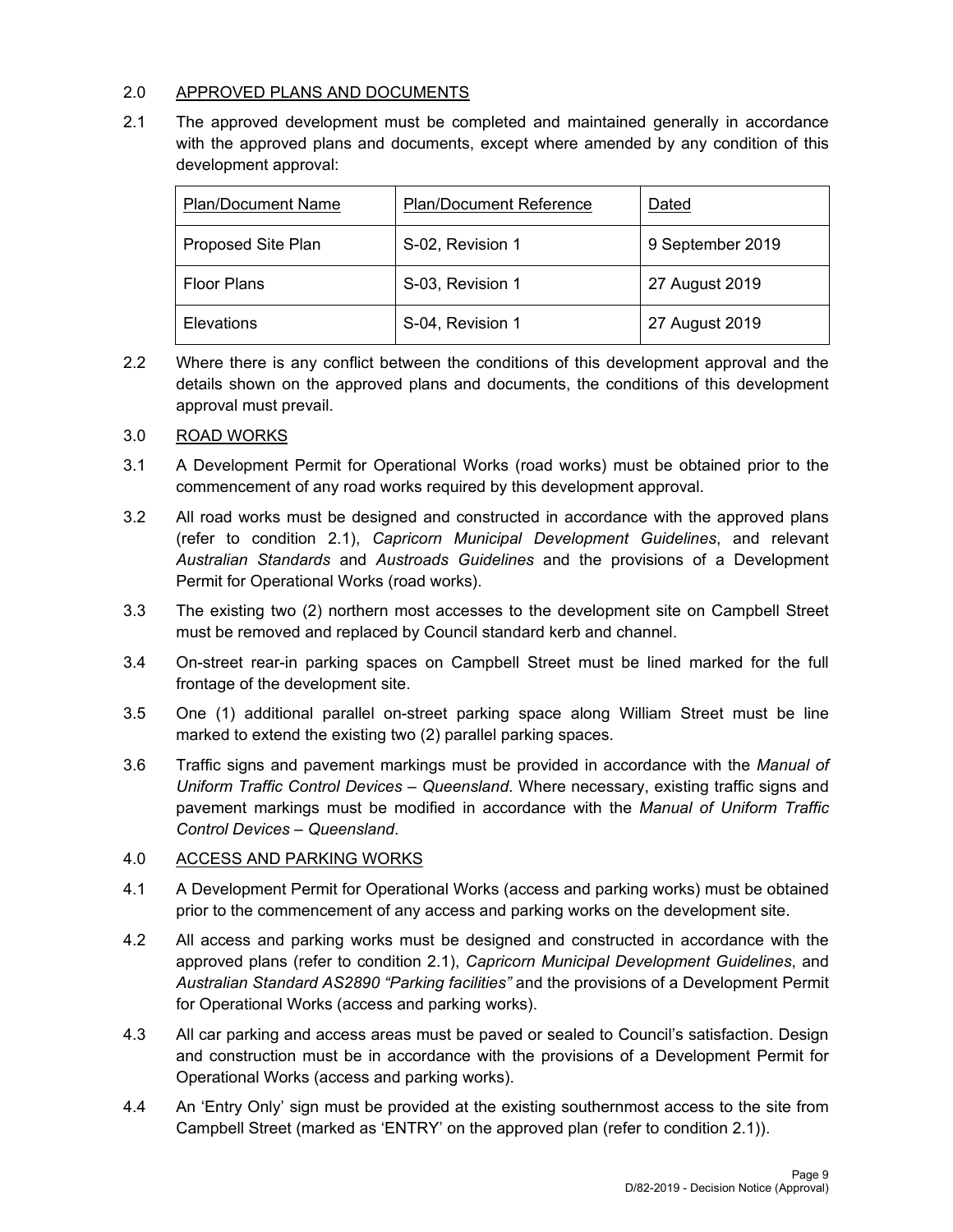## 2.0 APPROVED PLANS AND DOCUMENTS

2.1 The approved development must be completed and maintained generally in accordance with the approved plans and documents, except where amended by any condition of this development approval:

| Plan/Document Name | Plan/Document Reference | Dated |
|---|---|---|
| Proposed Site Plan | S-02, Revision 1 | 9 September 2019 |
| Floor Plans | S-03, Revision 1 | 27 August 2019 |
| Elevations | S-04, Revision 1 | 27 August 2019 |

2.2 Where there is any conflict between the conditions of this development approval and the details shown on the approved plans and documents, the conditions of this development approval must prevail.

## 3.0 ROAD WORKS

3.1 A Development Permit for Operational Works (road works) must be obtained prior to the commencement of any road works required by this development approval.

3.2 All road works must be designed and constructed in accordance with the approved plans (refer to condition 2.1), *Capricorn Municipal Development Guidelines*, and relevant *Australian Standards* and *Austroads Guidelines* and the provisions of a Development Permit for Operational Works (road works).

3.3 The existing two (2) northern most accesses to the development site on Campbell Street must be removed and replaced by Council standard kerb and channel.

3.4 On-street rear-in parking spaces on Campbell Street must be lined marked for the full frontage of the development site.

3.5 One (1) additional parallel on-street parking space along William Street must be line marked to extend the existing two (2) parallel parking spaces.

3.6 Traffic signs and pavement markings must be provided in accordance with the *Manual of Uniform Traffic Control Devices – Queensland*. Where necessary, existing traffic signs and pavement markings must be modified in accordance with the *Manual of Uniform Traffic Control Devices – Queensland*.

## 4.0 ACCESS AND PARKING WORKS

4.1 A Development Permit for Operational Works (access and parking works) must be obtained prior to the commencement of any access and parking works on the development site.

4.2 All access and parking works must be designed and constructed in accordance with the approved plans (refer to condition 2.1), *Capricorn Municipal Development Guidelines*, and *Australian Standard AS2890 "Parking facilities"* and the provisions of a Development Permit for Operational Works (access and parking works).

4.3 All car parking and access areas must be paved or sealed to Council's satisfaction. Design and construction must be in accordance with the provisions of a Development Permit for Operational Works (access and parking works).

4.4 An 'Entry Only' sign must be provided at the existing southernmost access to the site from Campbell Street (marked as 'ENTRY' on the approved plan (refer to condition 2.1)).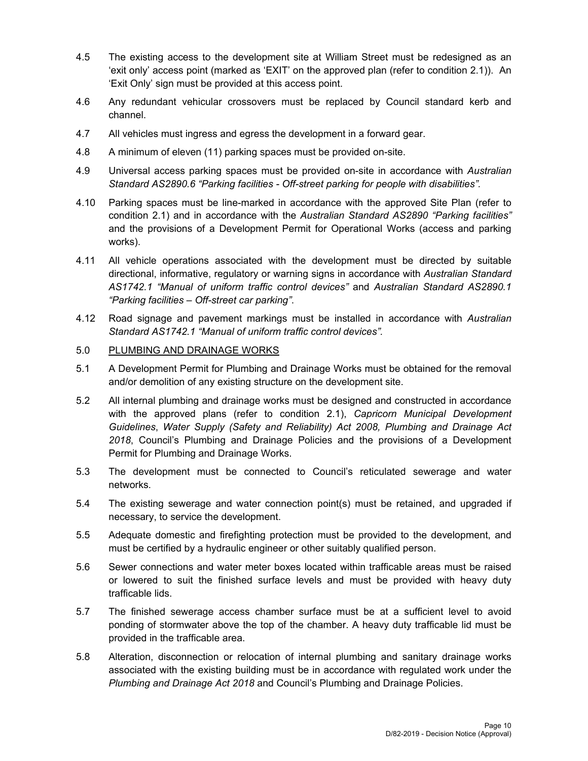4.5 The existing access to the development site at William Street must be redesigned as an 'exit only' access point (marked as 'EXIT' on the approved plan (refer to condition 2.1)). An 'Exit Only' sign must be provided at this access point.

4.6 Any redundant vehicular crossovers must be replaced by Council standard kerb and channel.

4.7 All vehicles must ingress and egress the development in a forward gear.

4.8 A minimum of eleven (11) parking spaces must be provided on-site.

4.9 Universal access parking spaces must be provided on-site in accordance with *Australian Standard AS2890.6 "Parking facilities - Off-street parking for people with disabilities".*

4.10 Parking spaces must be line-marked in accordance with the approved Site Plan (refer to condition 2.1) and in accordance with the *Australian Standard AS2890 "Parking facilities"* and the provisions of a Development Permit for Operational Works (access and parking works).

4.11 All vehicle operations associated with the development must be directed by suitable directional, informative, regulatory or warning signs in accordance with *Australian Standard AS1742.1 "Manual of uniform traffic control devices"* and *Australian Standard AS2890.1 "Parking facilities – Off-street car parking"*.

4.12 Road signage and pavement markings must be installed in accordance with *Australian Standard AS1742.1 "Manual of uniform traffic control devices".*

5.0 PLUMBING AND DRAINAGE WORKS

5.1 A Development Permit for Plumbing and Drainage Works must be obtained for the removal and/or demolition of any existing structure on the development site.

5.2 All internal plumbing and drainage works must be designed and constructed in accordance with the approved plans (refer to condition 2.1), *Capricorn Municipal Development Guidelines*, *Water Supply (Safety and Reliability) Act 2008, Plumbing and Drainage Act 2018*, Council's Plumbing and Drainage Policies and the provisions of a Development Permit for Plumbing and Drainage Works.

5.3 The development must be connected to Council's reticulated sewerage and water networks.

5.4 The existing sewerage and water connection point(s) must be retained, and upgraded if necessary, to service the development.

5.5 Adequate domestic and firefighting protection must be provided to the development, and must be certified by a hydraulic engineer or other suitably qualified person.

5.6 Sewer connections and water meter boxes located within trafficable areas must be raised or lowered to suit the finished surface levels and must be provided with heavy duty trafficable lids.

5.7 The finished sewerage access chamber surface must be at a sufficient level to avoid ponding of stormwater above the top of the chamber. A heavy duty trafficable lid must be provided in the trafficable area.

5.8 Alteration, disconnection or relocation of internal plumbing and sanitary drainage works associated with the existing building must be in accordance with regulated work under the *Plumbing and Drainage Act 2018* and Council's Plumbing and Drainage Policies.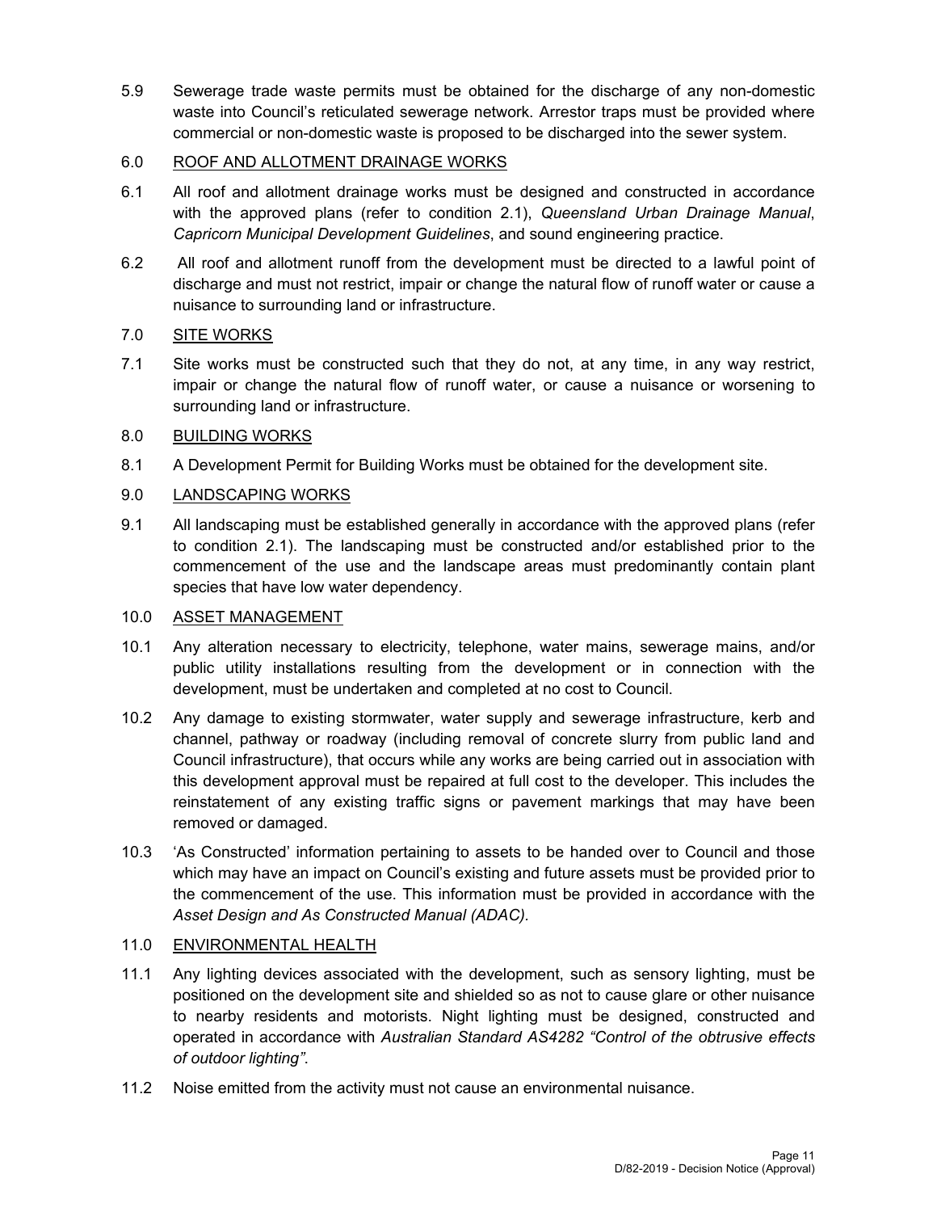5.9 Sewerage trade waste permits must be obtained for the discharge of any non-domestic waste into Council's reticulated sewerage network. Arrestor traps must be provided where commercial or non-domestic waste is proposed to be discharged into the sewer system.

6.0 ROOF AND ALLOTMENT DRAINAGE WORKS

6.1 All roof and allotment drainage works must be designed and constructed in accordance with the approved plans (refer to condition 2.1), *Queensland Urban Drainage Manual*, *Capricorn Municipal Development Guidelines*, and sound engineering practice.

6.2 All roof and allotment runoff from the development must be directed to a lawful point of discharge and must not restrict, impair or change the natural flow of runoff water or cause a nuisance to surrounding land or infrastructure.

7.0 SITE WORKS

7.1 Site works must be constructed such that they do not, at any time, in any way restrict, impair or change the natural flow of runoff water, or cause a nuisance or worsening to surrounding land or infrastructure.

8.0 BUILDING WORKS

8.1 A Development Permit for Building Works must be obtained for the development site.

9.0 LANDSCAPING WORKS

9.1 All landscaping must be established generally in accordance with the approved plans (refer to condition 2.1). The landscaping must be constructed and/or established prior to the commencement of the use and the landscape areas must predominantly contain plant species that have low water dependency.

10.0 ASSET MANAGEMENT

10.1 Any alteration necessary to electricity, telephone, water mains, sewerage mains, and/or public utility installations resulting from the development or in connection with the development, must be undertaken and completed at no cost to Council.

10.2 Any damage to existing stormwater, water supply and sewerage infrastructure, kerb and channel, pathway or roadway (including removal of concrete slurry from public land and Council infrastructure), that occurs while any works are being carried out in association with this development approval must be repaired at full cost to the developer. This includes the reinstatement of any existing traffic signs or pavement markings that may have been removed or damaged.

10.3 'As Constructed' information pertaining to assets to be handed over to Council and those which may have an impact on Council's existing and future assets must be provided prior to the commencement of the use. This information must be provided in accordance with the *Asset Design and As Constructed Manual (ADAC)*.

11.0 ENVIRONMENTAL HEALTH

11.1 Any lighting devices associated with the development, such as sensory lighting, must be positioned on the development site and shielded so as not to cause glare or other nuisance to nearby residents and motorists. Night lighting must be designed, constructed and operated in accordance with *Australian Standard AS4282 "Control of the obtrusive effects of outdoor lighting"*.

11.2 Noise emitted from the activity must not cause an environmental nuisance.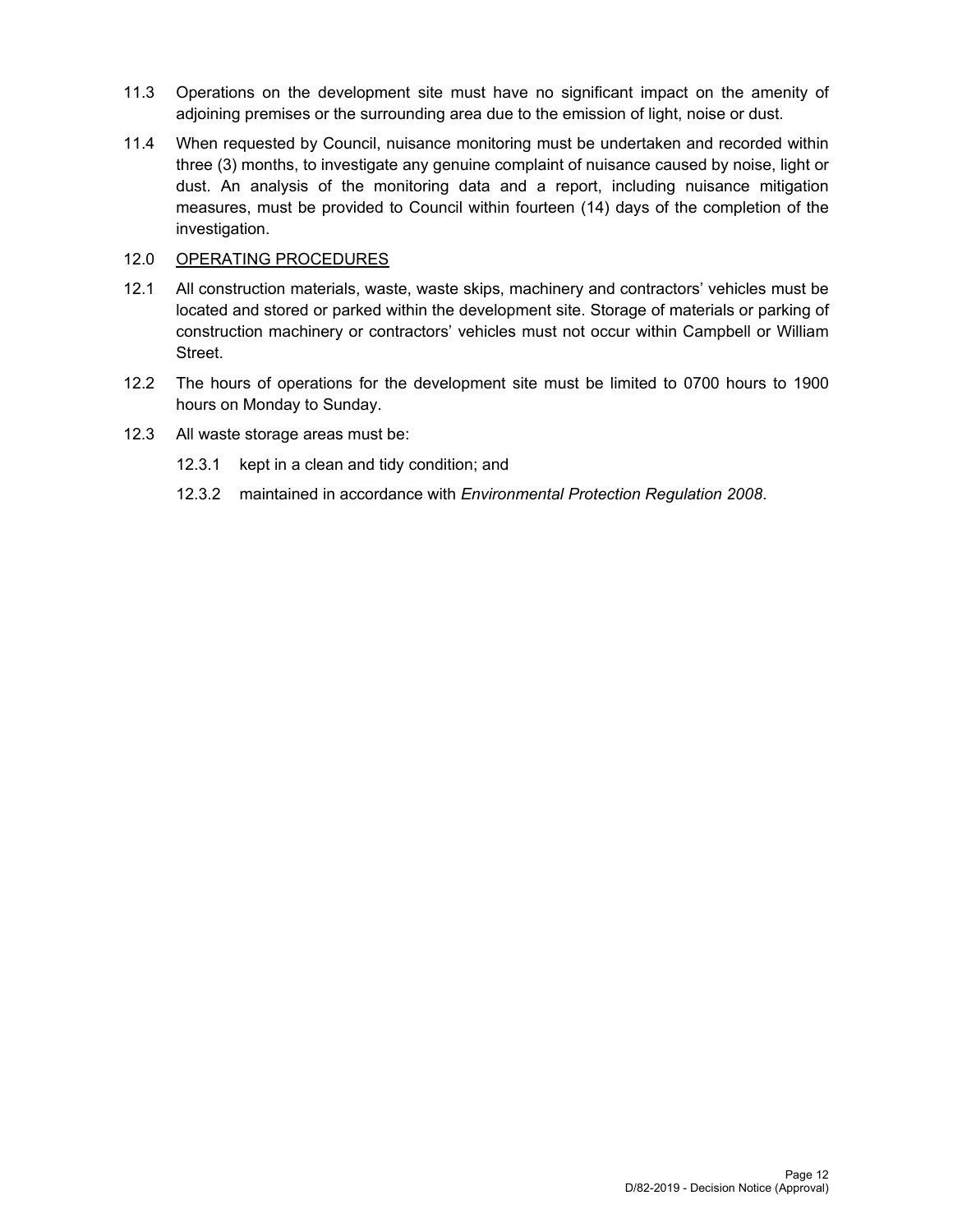11.3 Operations on the development site must have no significant impact on the amenity of adjoining premises or the surrounding area due to the emission of light, noise or dust.

11.4 When requested by Council, nuisance monitoring must be undertaken and recorded within three (3) months, to investigate any genuine complaint of nuisance caused by noise, light or dust. An analysis of the monitoring data and a report, including nuisance mitigation measures, must be provided to Council within fourteen (14) days of the completion of the investigation.

12.0 <u>OPERATING PROCEDURES</u>

12.1 All construction materials, waste, waste skips, machinery and contractors' vehicles must be located and stored or parked within the development site. Storage of materials or parking of construction machinery or contractors' vehicles must not occur within Campbell or William Street.

12.2 The hours of operations for the development site must be limited to 0700 hours to 1900 hours on Monday to Sunday.

12.3 All waste storage areas must be:

12.3.1 kept in a clean and tidy condition; and

12.3.2 maintained in accordance with *Environmental Protection Regulation 2008*.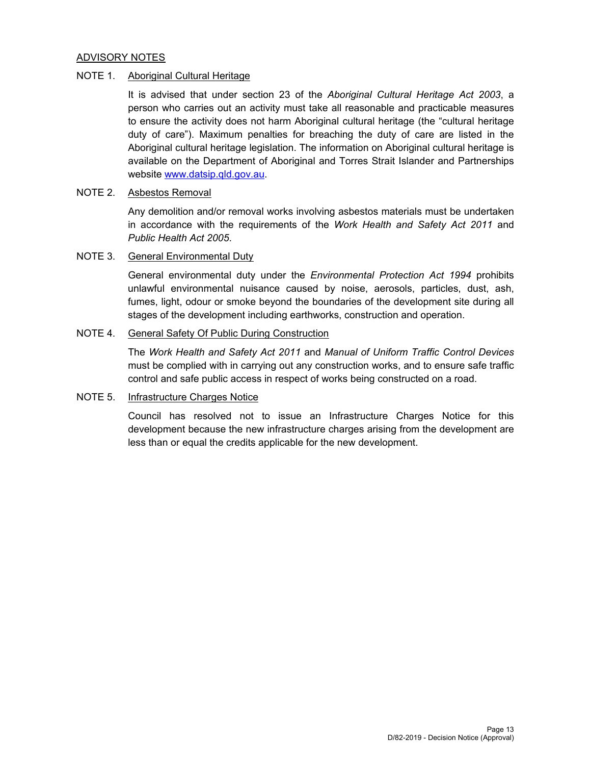## ADVISORY NOTES

NOTE 1. Aboriginal Cultural Heritage

It is advised that under section 23 of the *Aboriginal Cultural Heritage Act 2003*, a person who carries out an activity must take all reasonable and practicable measures to ensure the activity does not harm Aboriginal cultural heritage (the "cultural heritage duty of care"). Maximum penalties for breaching the duty of care are listed in the Aboriginal cultural heritage legislation. The information on Aboriginal cultural heritage is available on the Department of Aboriginal and Torres Strait Islander and Partnerships website [www.datsip.qld.gov.au](http://www.datsip.qld.gov.au).

NOTE 2. Asbestos Removal

Any demolition and/or removal works involving asbestos materials must be undertaken in accordance with the requirements of the *Work Health and Safety Act 2011* and *Public Health Act 2005*.

NOTE 3. General Environmental Duty

General environmental duty under the *Environmental Protection Act 1994* prohibits unlawful environmental nuisance caused by noise, aerosols, particles, dust, ash, fumes, light, odour or smoke beyond the boundaries of the development site during all stages of the development including earthworks, construction and operation.

NOTE 4. General Safety Of Public During Construction

The *Work Health and Safety Act 2011* and *Manual of Uniform Traffic Control Devices* must be complied with in carrying out any construction works, and to ensure safe traffic control and safe public access in respect of works being constructed on a road.

NOTE 5. Infrastructure Charges Notice

Council has resolved not to issue an Infrastructure Charges Notice for this development because the new infrastructure charges arising from the development are less than or equal the credits applicable for the new development.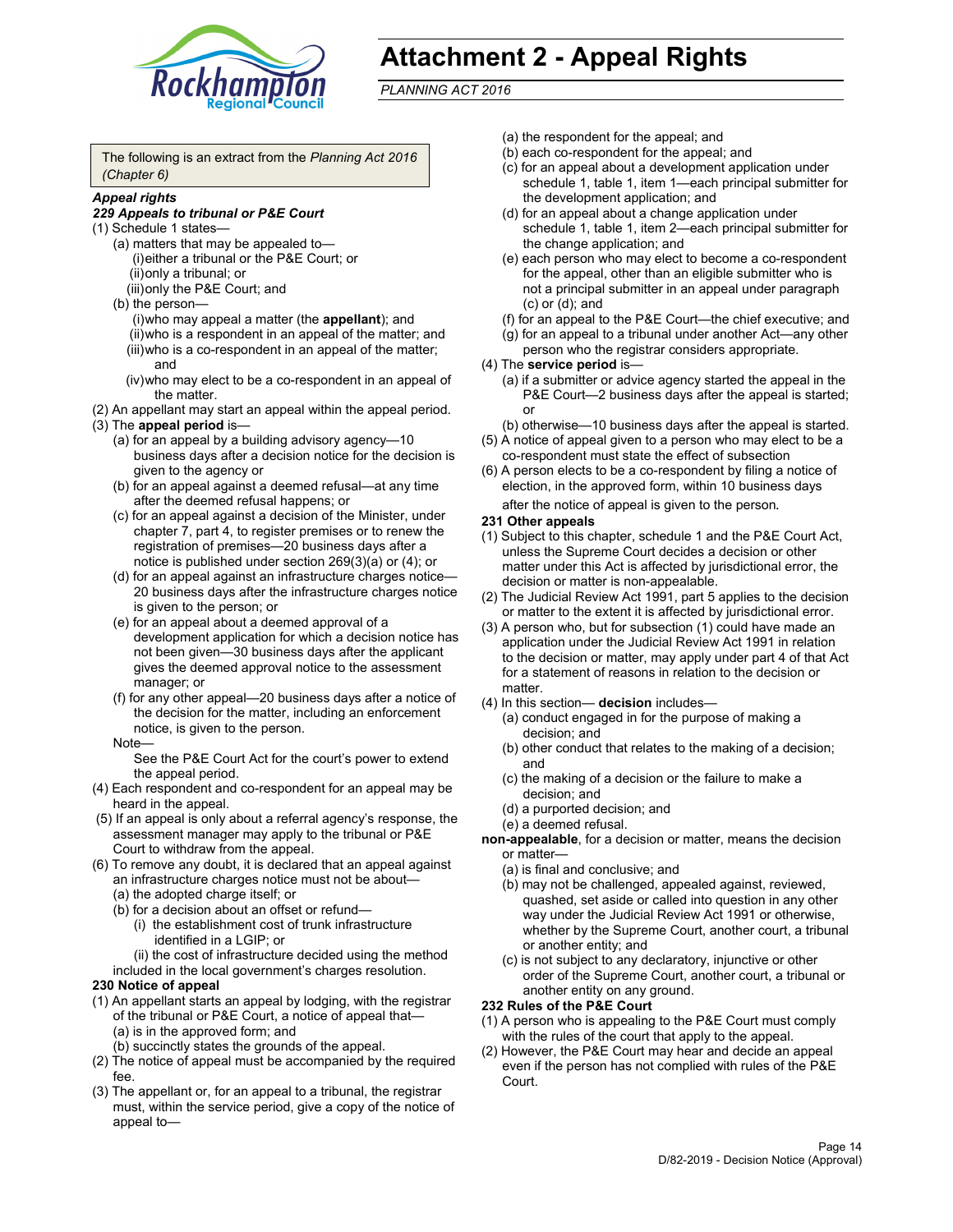# Attachment 2 - Appeal Rights

*PLANNING ACT 2016*

The following is an extract from the *Planning Act 2016 (Chapter 6)*

***Appeal rights***

***229 Appeals to tribunal or P&E Court***

(1) Schedule 1 states—

(a) matters that may be appealed to—

(i) either a tribunal or the P&E Court; or

(ii) only a tribunal; or

(iii) only the P&E Court; and

(b) the person—

(i) who may appeal a matter (the **appellant**); and

(ii) who is a respondent in an appeal of the matter; and

(iii) who is a co-respondent in an appeal of the matter; and

(iv) who may elect to be a co-respondent in an appeal of the matter.

(2) An appellant may start an appeal within the appeal period.

(3) The **appeal period** is—

(a) for an appeal by a building advisory agency—10 business days after a decision notice for the decision is given to the agency or

(b) for an appeal against a deemed refusal—at any time after the deemed refusal happens; or

(c) for an appeal against a decision of the Minister, under chapter 7, part 4, to register premises or to renew the registration of premises—20 business days after a notice is published under section 269(3)(a) or (4); or

(d) for an appeal against an infrastructure charges notice—20 business days after the infrastructure charges notice is given to the person; or

(e) for an appeal about a deemed approval of a development application for which a decision notice has not been given—30 business days after the applicant gives the deemed approval notice to the assessment manager; or

(f) for any other appeal—20 business days after a notice of the decision for the matter, including an enforcement notice, is given to the person.

Note—

See the P&E Court Act for the court's power to extend the appeal period.

(4) Each respondent and co-respondent for an appeal may be heard in the appeal.

(5) If an appeal is only about a referral agency's response, the assessment manager may apply to the tribunal or P&E Court to withdraw from the appeal.

(6) To remove any doubt, it is declared that an appeal against an infrastructure charges notice must not be about—

(a) the adopted charge itself; or

(b) for a decision about an offset or refund—

(i) the establishment cost of trunk infrastructure identified in a LGIP; or

(ii) the cost of infrastructure decided using the method included in the local government's charges resolution.

**230 Notice of appeal**

(1) An appellant starts an appeal by lodging, with the registrar of the tribunal or P&E Court, a notice of appeal that—

(a) is in the approved form; and

(b) succinctly states the grounds of the appeal.

(2) The notice of appeal must be accompanied by the required fee.

(3) The appellant or, for an appeal to a tribunal, the registrar must, within the service period, give a copy of the notice of appeal to—

(a) the respondent for the appeal; and

(b) each co-respondent for the appeal; and

(c) for an appeal about a development application under schedule 1, table 1, item 1—each principal submitter for the development application; and

(d) for an appeal about a change application under schedule 1, table 1, item 2—each principal submitter for the change application; and

(e) each person who may elect to become a co-respondent for the appeal, other than an eligible submitter who is not a principal submitter in an appeal under paragraph (c) or (d); and

(f) for an appeal to the P&E Court—the chief executive; and

(g) for an appeal to a tribunal under another Act—any other person who the registrar considers appropriate.

(4) The **service period** is—

(a) if a submitter or advice agency started the appeal in the P&E Court—2 business days after the appeal is started; or

(b) otherwise—10 business days after the appeal is started.

(5) A notice of appeal given to a person who may elect to be a co-respondent must state the effect of subsection

(6) A person elects to be a co-respondent by filing a notice of election, in the approved form, within 10 business days after the notice of appeal is given to the person.

**231 Other appeals**

(1) Subject to this chapter, schedule 1 and the P&E Court Act, unless the Supreme Court decides a decision or other matter under this Act is affected by jurisdictional error, the decision or matter is non-appealable.

(2) The Judicial Review Act 1991, part 5 applies to the decision or matter to the extent it is affected by jurisdictional error.

(3) A person who, but for subsection (1) could have made an application under the Judicial Review Act 1991 in relation to the decision or matter, may apply under part 4 of that Act for a statement of reasons in relation to the decision or matter.

(4) In this section— **decision** includes—

(a) conduct engaged in for the purpose of making a decision; and

(b) other conduct that relates to the making of a decision; and

(c) the making of a decision or the failure to make a decision; and

(d) a purported decision; and

(e) a deemed refusal.

**non-appealable**, for a decision or matter, means the decision or matter—

(a) is final and conclusive; and

(b) may not be challenged, appealed against, reviewed, quashed, set aside or called into question in any other way under the Judicial Review Act 1991 or otherwise, whether by the Supreme Court, another court, a tribunal or another entity; and

(c) is not subject to any declaratory, injunctive or other order of the Supreme Court, another court, a tribunal or another entity on any ground.

**232 Rules of the P&E Court**

(1) A person who is appealing to the P&E Court must comply with the rules of the court that apply to the appeal.

(2) However, the P&E Court may hear and decide an appeal even if the person has not complied with rules of the P&E Court.

D/82-2019 - Decision Notice (Approval)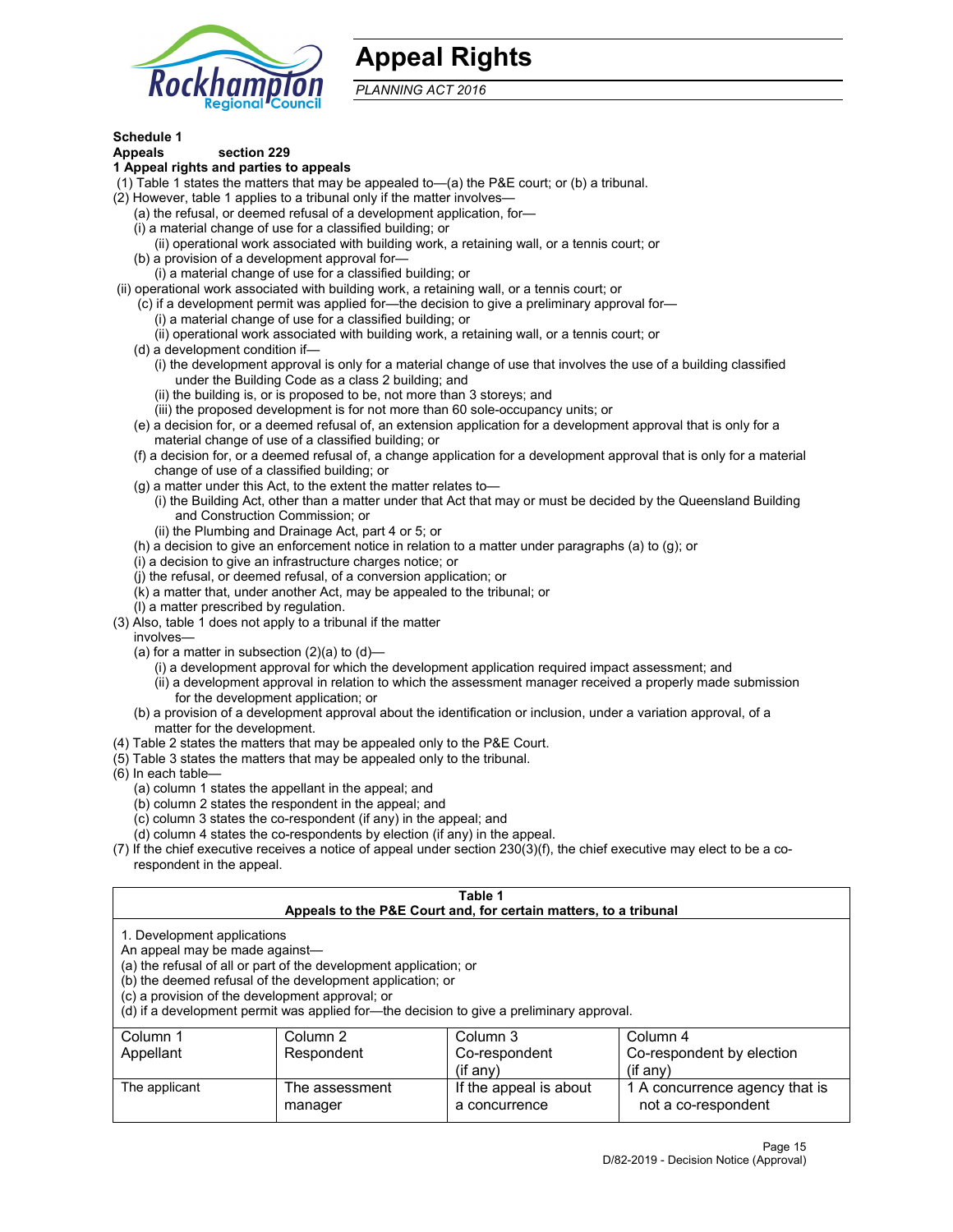# Appeal Rights

*PLANNING ACT 2016*

**Schedule 1**

**Appeals section 229**

**1 Appeal rights and parties to appeals**

(1) Table 1 states the matters that may be appealed to—(a) the P&E court; or (b) a tribunal.

(2) However, table 1 applies to a tribunal only if the matter involves—

(a) the refusal, or deemed refusal of a development application, for—

(i) a material change of use for a classified building; or

(ii) operational work associated with building work, a retaining wall, or a tennis court; or

(b) a provision of a development approval for—

(i) a material change of use for a classified building; or

(ii) operational work associated with building work, a retaining wall, or a tennis court; or

(c) if a development permit was applied for—the decision to give a preliminary approval for—

(i) a material change of use for a classified building; or

(ii) operational work associated with building work, a retaining wall, or a tennis court; or

(d) a development condition if—

(i) the development approval is only for a material change of use that involves the use of a building classified under the Building Code as a class 2 building; and

(ii) the building is, or is proposed to be, not more than 3 storeys; and

(iii) the proposed development is for not more than 60 sole-occupancy units; or

(e) a decision for, or a deemed refusal of, an extension application for a development approval that is only for a material change of use of a classified building; or

(f) a decision for, or a deemed refusal of, a change application for a development approval that is only for a material change of use of a classified building; or

(g) a matter under this Act, to the extent the matter relates to—

(i) the Building Act, other than a matter under that Act that may or must be decided by the Queensland Building and Construction Commission; or

(ii) the Plumbing and Drainage Act, part 4 or 5; or

(h) a decision to give an enforcement notice in relation to a matter under paragraphs (a) to (g); or

(i) a decision to give an infrastructure charges notice; or

(j) the refusal, or deemed refusal, of a conversion application; or

(k) a matter that, under another Act, may be appealed to the tribunal; or

(l) a matter prescribed by regulation.

(3) Also, table 1 does not apply to a tribunal if the matter involves—

(a) for a matter in subsection (2)(a) to (d)—

(i) a development approval for which the development application required impact assessment; and

(ii) a development approval in relation to which the assessment manager received a properly made submission for the development application; or

(b) a provision of a development approval about the identification or inclusion, under a variation approval, of a matter for the development.

(4) Table 2 states the matters that may be appealed only to the P&E Court.

(5) Table 3 states the matters that may be appealed only to the tribunal.

(6) In each table—

(a) column 1 states the appellant in the appeal; and

(b) column 2 states the respondent in the appeal; and

(c) column 3 states the co-respondent (if any) in the appeal; and

(d) column 4 states the co-respondents by election (if any) in the appeal.

(7) If the chief executive receives a notice of appeal under section 230(3)(f), the chief executive may elect to be a co-respondent in the appeal.

**Table 1**
**Appeals to the P&E Court and, for certain matters, to a tribunal**

1. Development applications

An appeal may be made against—

(a) the refusal of all or part of the development application; or

(b) the deemed refusal of the development application; or

(c) a provision of the development approval; or

(d) if a development permit was applied for—the decision to give a preliminary approval.

| Column 1<br>Appellant | Column 2<br>Respondent | Column 3<br>Co-respondent<br>(if any) | Column 4<br>Co-respondent by election<br>(if any) |
|---|---|---|---|
| The applicant | The assessment manager | If the appeal is about a concurrence | 1 A concurrence agency that is not a co-respondent |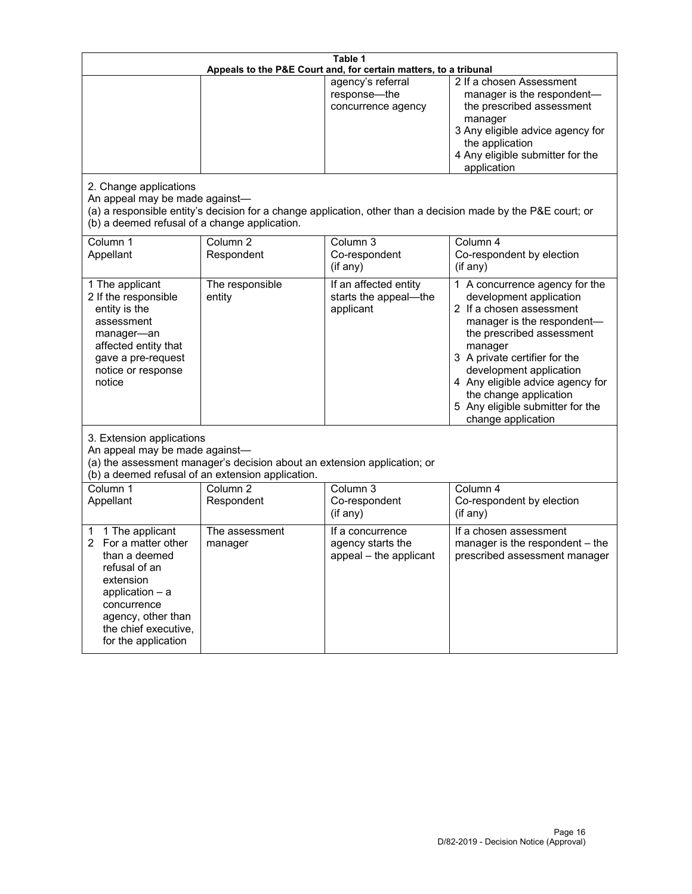**Table 1**
**Appeals to the P&E Court and, for certain matters, to a tribunal**

| | | | |
|---|---|---|---|
| | | agency's referral response—the concurrence agency | 2 If a chosen Assessment manager is the respondent—the prescribed assessment manager<br>3 Any eligible advice agency for the application<br>4 Any eligible submitter for the application |

2. Change applications

An appeal may be made against—

(a) a responsible entity's decision for a change application, other than a decision made by the P&E court; or

(b) a deemed refusal of a change application.

| Column 1<br>Appellant | Column 2<br>Respondent | Column 3<br>Co-respondent<br>(if any) | Column 4<br>Co-respondent by election<br>(if any) |
|---|---|---|---|
| 1 The applicant<br>2 If the responsible entity is the assessment manager—an affected entity that gave a pre-request notice or response notice | The responsible entity | If an affected entity starts the appeal—the applicant | 1 A concurrence agency for the development application<br>2 If a chosen assessment manager is the respondent—the prescribed assessment manager<br>3 A private certifier for the development application<br>4 Any eligible advice agency for the change application<br>5 Any eligible submitter for the change application |

3. Extension applications

An appeal may be made against—

(a) the assessment manager's decision about an extension application; or

(b) a deemed refusal of an extension application.

| Column 1<br>Appellant | Column 2<br>Respondent | Column 3<br>Co-respondent<br>(if any) | Column 4<br>Co-respondent by election<br>(if any) |
|---|---|---|---|
| 1 1 The applicant<br>2 For a matter other than a deemed refusal of an extension application – a concurrence agency, other than the chief executive, for the application | The assessment manager | If a concurrence agency starts the appeal – the applicant | If a chosen assessment manager is the respondent – the prescribed assessment manager |

D/82-2019 - Decision Notice (Approval)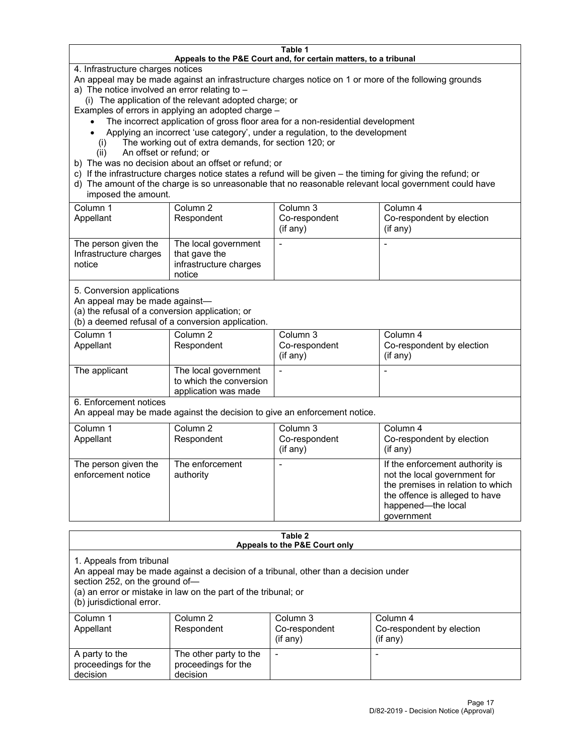**Table 1**
**Appeals to the P&E Court and, for certain matters, to a tribunal**

4. Infrastructure charges notices

An appeal may be made against an infrastructure charges notice on 1 or more of the following grounds

a) The notice involved an error relating to –
   (i) The application of the relevant adopted charge; or

Examples of errors in applying an adopted charge –

- The incorrect application of gross floor area for a non-residential development
- Applying an incorrect 'use category', under a regulation, to the development

   (i) The working out of extra demands, for section 120; or
   (ii) An offset or refund; or

b) The was no decision about an offset or refund; or

c) If the infrastructure charges notice states a refund will be given – the timing for giving the refund; or

d) The amount of the charge is so unreasonable that no reasonable relevant local government could have imposed the amount.

| Column 1 Appellant | Column 2 Respondent | Column 3 Co-respondent (if any) | Column 4 Co-respondent by election (if any) |
|---|---|---|---|
| The person given the Infrastructure charges notice | The local government that gave the infrastructure charges notice | - | - |

5. Conversion applications

An appeal may be made against—
(a) the refusal of a conversion application; or
(b) a deemed refusal of a conversion application.

| Column 1 Appellant | Column 2 Respondent | Column 3 Co-respondent (if any) | Column 4 Co-respondent by election (if any) |
|---|---|---|---|
| The applicant | The local government to which the conversion application was made | - | - |

6. Enforcement notices

An appeal may be made against the decision to give an enforcement notice.

| Column 1 Appellant | Column 2 Respondent | Column 3 Co-respondent (if any) | Column 4 Co-respondent by election (if any) |
|---|---|---|---|
| The person given the enforcement notice | The enforcement authority | - | If the enforcement authority is not the local government for the premises in relation to which the offence is alleged to have happened—the local government |

**Table 2**
**Appeals to the P&E Court only**

1. Appeals from tribunal

An appeal may be made against a decision of a tribunal, other than a decision under section 252, on the ground of—
(a) an error or mistake in law on the part of the tribunal; or
(b) jurisdictional error.

| Column 1 Appellant | Column 2 Respondent | Column 3 Co-respondent (if any) | Column 4 Co-respondent by election (if any) |
|---|---|---|---|
| A party to the proceedings for the decision | The other party to the proceedings for the decision | - | - |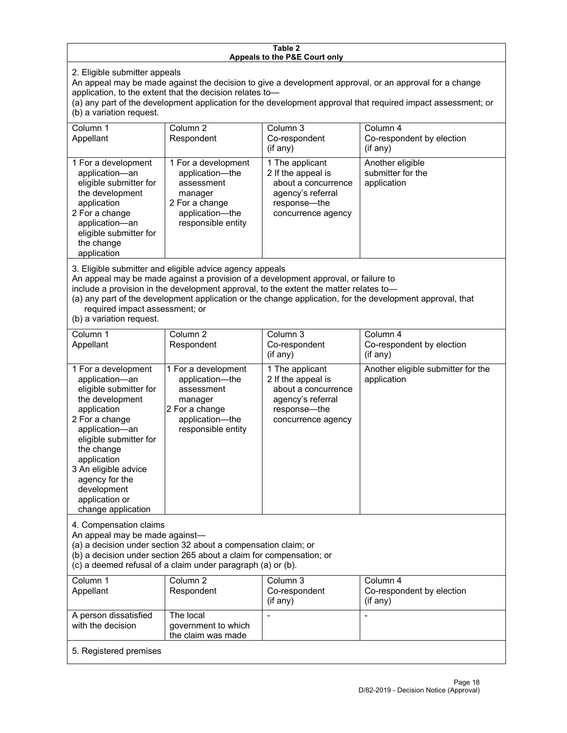**Table 2**
**Appeals to the P&E Court only**

2. Eligible submitter appeals

An appeal may be made against the decision to give a development approval, or an approval for a change application, to the extent that the decision relates to—

(a) any part of the development application for the development approval that required impact assessment; or

(b) a variation request.

| Column 1<br>Appellant | Column 2<br>Respondent | Column 3<br>Co-respondent<br>(if any) | Column 4<br>Co-respondent by election<br>(if any) |
|---|---|---|---|
| 1 For a development application—an eligible submitter for the development application<br>2 For a change application—an eligible submitter for the change application | 1 For a development application—the assessment manager<br>2 For a change application—the responsible entity | 1 The applicant<br>2 If the appeal is about a concurrence agency's referral response—the concurrence agency | Another eligible submitter for the application |

3. Eligible submitter and eligible advice agency appeals

An appeal may be made against a provision of a development approval, or failure to include a provision in the development approval, to the extent the matter relates to—

(a) any part of the development application or the change application, for the development approval, that required impact assessment; or

(b) a variation request.

| Column 1<br>Appellant | Column 2<br>Respondent | Column 3<br>Co-respondent<br>(if any) | Column 4<br>Co-respondent by election<br>(if any) |
|---|---|---|---|
| 1 For a development application—an eligible submitter for the development application<br>2 For a change application—an eligible submitter for the change application<br>3 An eligible advice agency for the development application or change application | 1 For a development application—the assessment manager<br>2 For a change application—the responsible entity | 1 The applicant<br>2 If the appeal is about a concurrence agency's referral response—the concurrence agency | Another eligible submitter for the application |

4. Compensation claims

An appeal may be made against—

(a) a decision under section 32 about a compensation claim; or

(b) a decision under section 265 about a claim for compensation; or

(c) a deemed refusal of a claim under paragraph (a) or (b).

| Column 1<br>Appellant | Column 2<br>Respondent | Column 3<br>Co-respondent<br>(if any) | Column 4<br>Co-respondent by election<br>(if any) |
|---|---|---|---|
| A person dissatisfied with the decision | The local government to which the claim was made | - | - |

5. Registered premises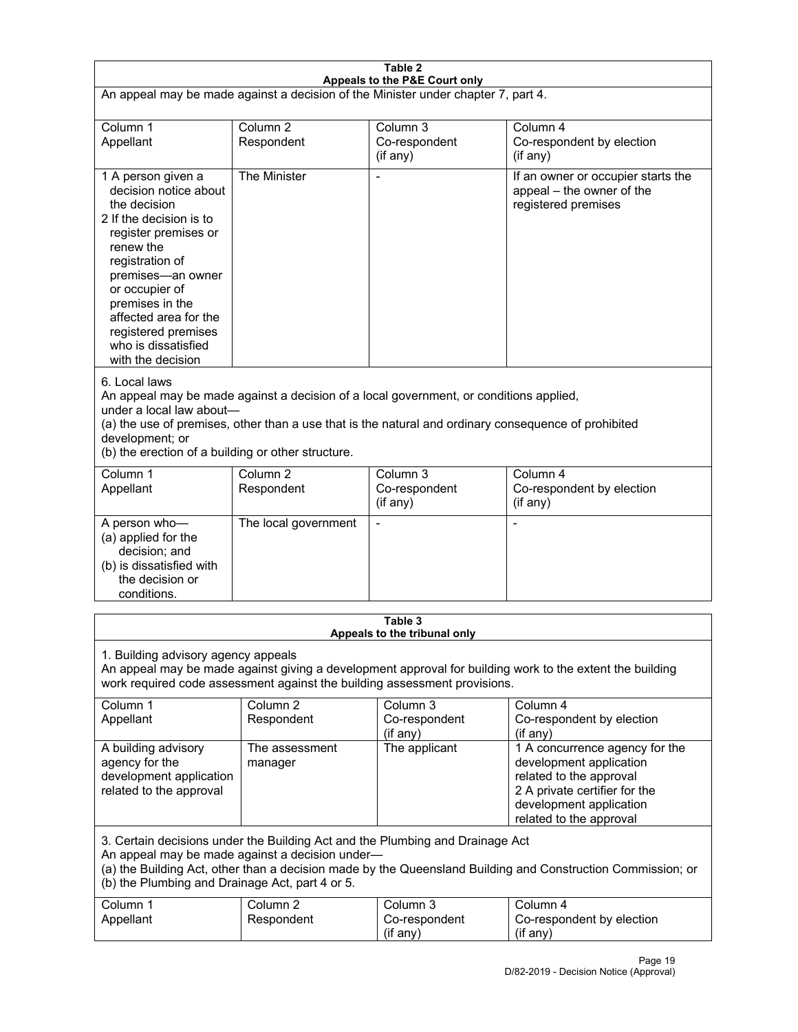**Table 2**
**Appeals to the P&E Court only**

An appeal may be made against a decision of the Minister under chapter 7, part 4.

| Column 1<br>Appellant | Column 2<br>Respondent | Column 3<br>Co-respondent<br>(if any) | Column 4<br>Co-respondent by election<br>(if any) |
|---|---|---|---|
| 1 A person given a decision notice about the decision<br>2 If the decision is to register premises or renew the registration of premises—an owner or occupier of premises in the affected area for the registered premises who is dissatisfied with the decision | The Minister | - | If an owner or occupier starts the appeal – the owner of the registered premises |

6. Local laws

An appeal may be made against a decision of a local government, or conditions applied, under a local law about—

(a) the use of premises, other than a use that is the natural and ordinary consequence of prohibited development; or

(b) the erection of a building or other structure.

| Column 1<br>Appellant | Column 2<br>Respondent | Column 3<br>Co-respondent<br>(if any) | Column 4<br>Co-respondent by election<br>(if any) |
|---|---|---|---|
| A person who—<br>(a) applied for the decision; and<br>(b) is dissatisfied with the decision or conditions. | The local government | - | - |

**Table 3**
**Appeals to the tribunal only**

1. Building advisory agency appeals

An appeal may be made against giving a development approval for building work to the extent the building work required code assessment against the building assessment provisions.

| Column 1<br>Appellant | Column 2<br>Respondent | Column 3<br>Co-respondent<br>(if any) | Column 4<br>Co-respondent by election<br>(if any) |
|---|---|---|---|
| A building advisory agency for the development application related to the approval | The assessment manager | The applicant | 1 A concurrence agency for the development application related to the approval<br>2 A private certifier for the development application related to the approval |

3. Certain decisions under the Building Act and the Plumbing and Drainage Act

An appeal may be made against a decision under—

(a) the Building Act, other than a decision made by the Queensland Building and Construction Commission; or

(b) the Plumbing and Drainage Act, part 4 or 5.

| Column 1<br>Appellant | Column 2<br>Respondent | Column 3<br>Co-respondent<br>(if any) | Column 4<br>Co-respondent by election<br>(if any) |
|---|---|---|---|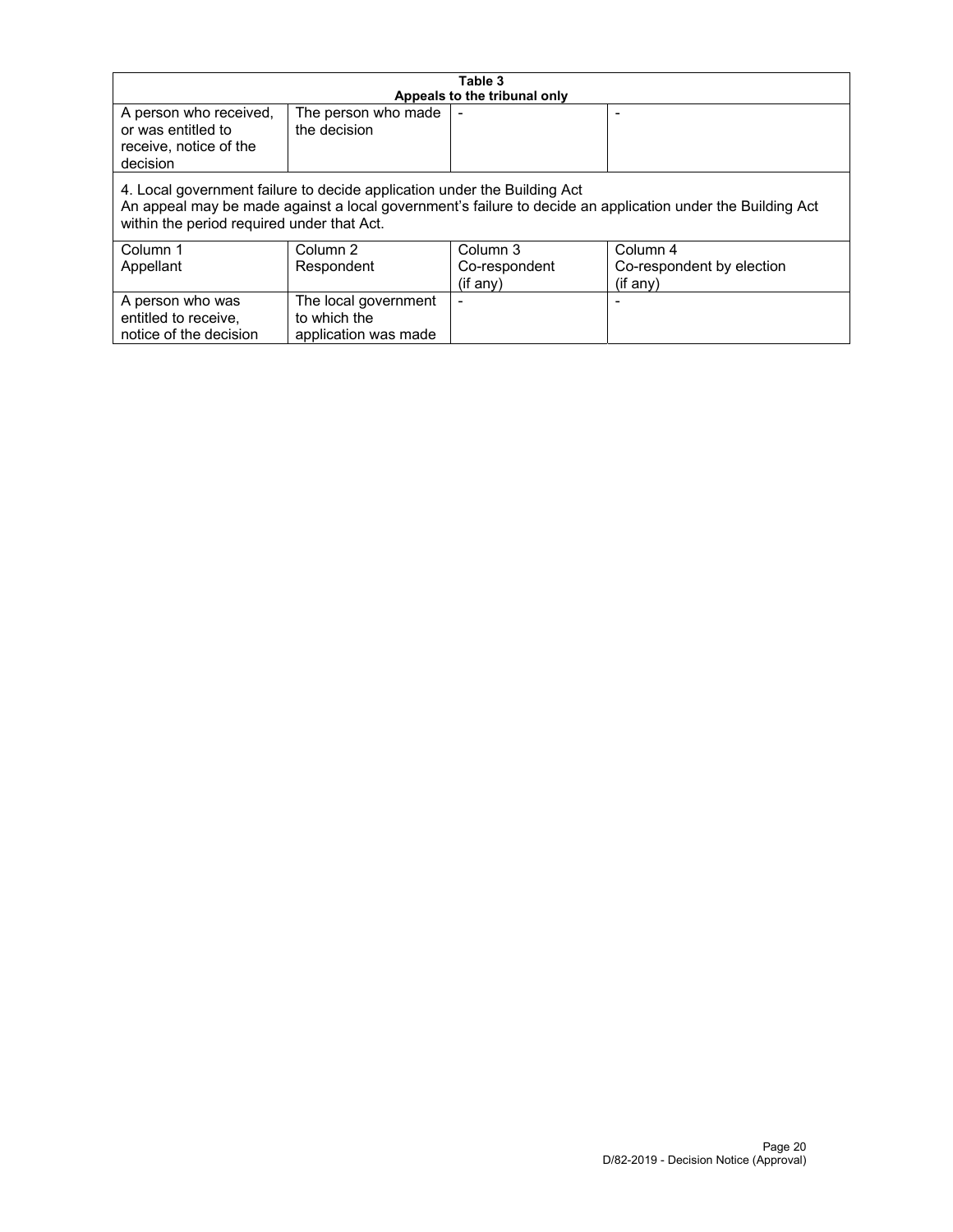**Table 3**
**Appeals to the tribunal only**

| | | | |
|---|---|---|---|
| A person who received, or was entitled to receive, notice of the decision | The person who made the decision | - | - |

4. Local government failure to decide application under the Building Act
An appeal may be made against a local government's failure to decide an application under the Building Act within the period required under that Act.

| Column 1 Appellant | Column 2 Respondent | Column 3 Co-respondent (if any) | Column 4 Co-respondent by election (if any) |
|---|---|---|---|
| A person who was entitled to receive, notice of the decision | The local government to which the application was made | - | - |